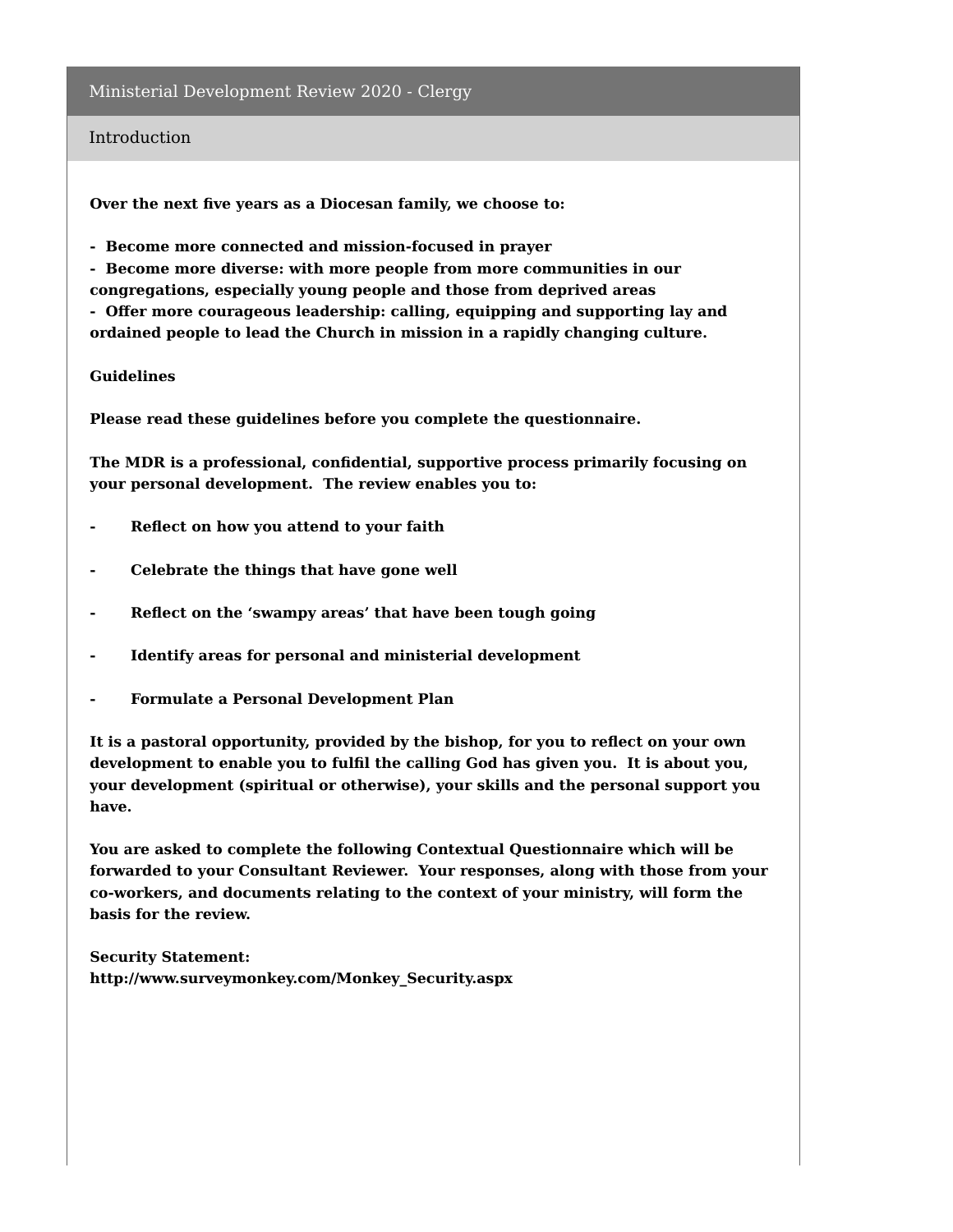# Ministerial Development Review 2020 - Clergy

## Introduction

**Over the next five years as a Diocesan family, we choose to:**

**- Become more connected and mission-focused in prayer**
**- Become more diverse: with more people from more communities in our congregations, especially young people and those from deprived areas**
**- Offer more courageous leadership: calling, equipping and supporting lay and ordained people to lead the Church in mission in a rapidly changing culture.**

**Guidelines**

**Please read these guidelines before you complete the questionnaire.**

**The MDR is a professional, confidential, supportive process primarily focusing on your personal development. The review enables you to:**

- **Reflect on how you attend to your faith**
- **Celebrate the things that have gone well**
- **Reflect on the 'swampy areas' that have been tough going**
- **Identify areas for personal and ministerial development**
- **Formulate a Personal Development Plan**

**It is a pastoral opportunity, provided by the bishop, for you to reflect on your own development to enable you to fulfil the calling God has given you. It is about you, your development (spiritual or otherwise), your skills and the personal support you have.**

**You are asked to complete the following Contextual Questionnaire which will be forwarded to your Consultant Reviewer. Your responses, along with those from your co-workers, and documents relating to the context of your ministry, will form the basis for the review.**

**Security Statement:**
**http://www.surveymonkey.com/Monkey_Security.aspx**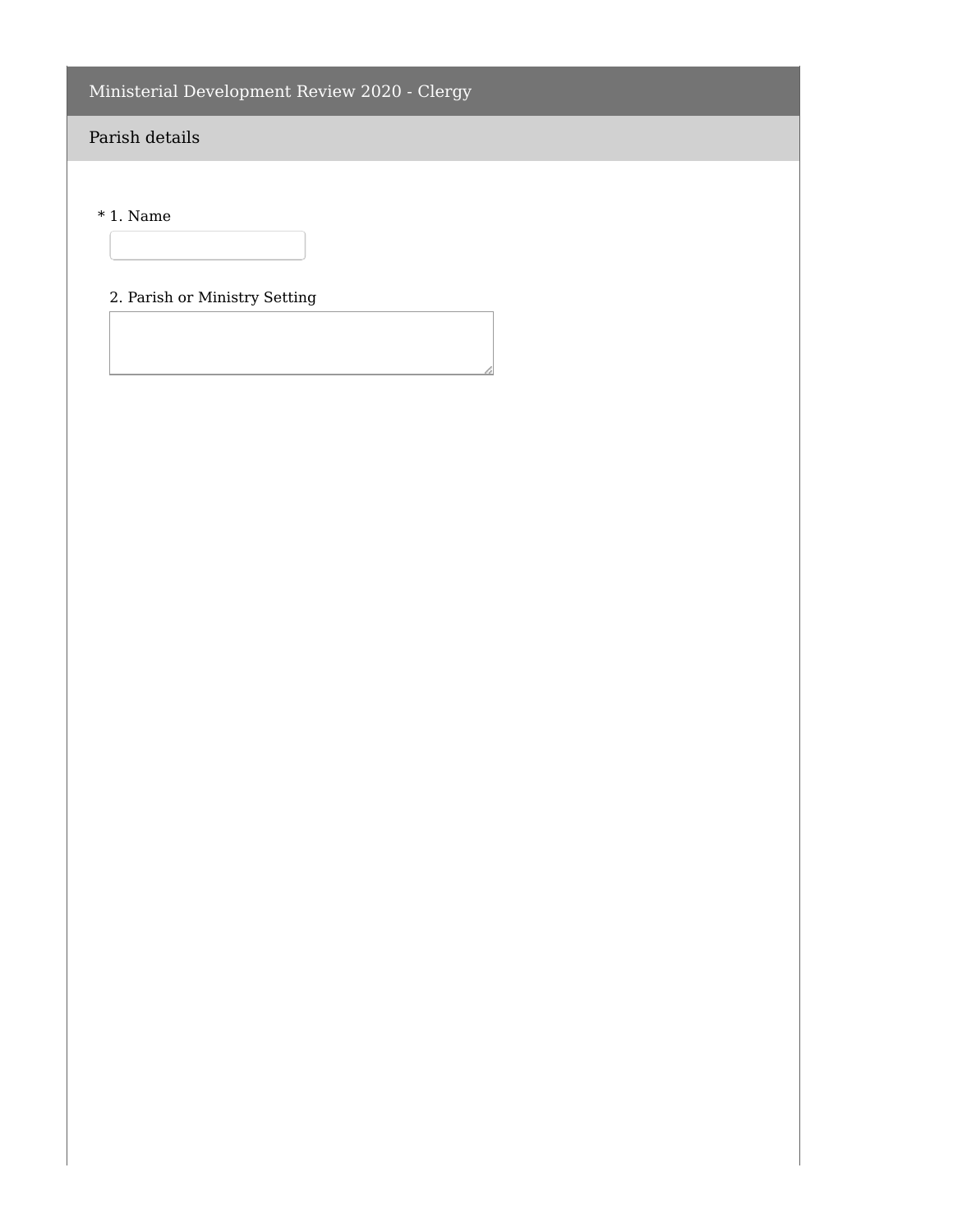# Ministerial Development Review 2020 - Clergy

## Parish details

\* 1. Name

2. Parish or Ministry Setting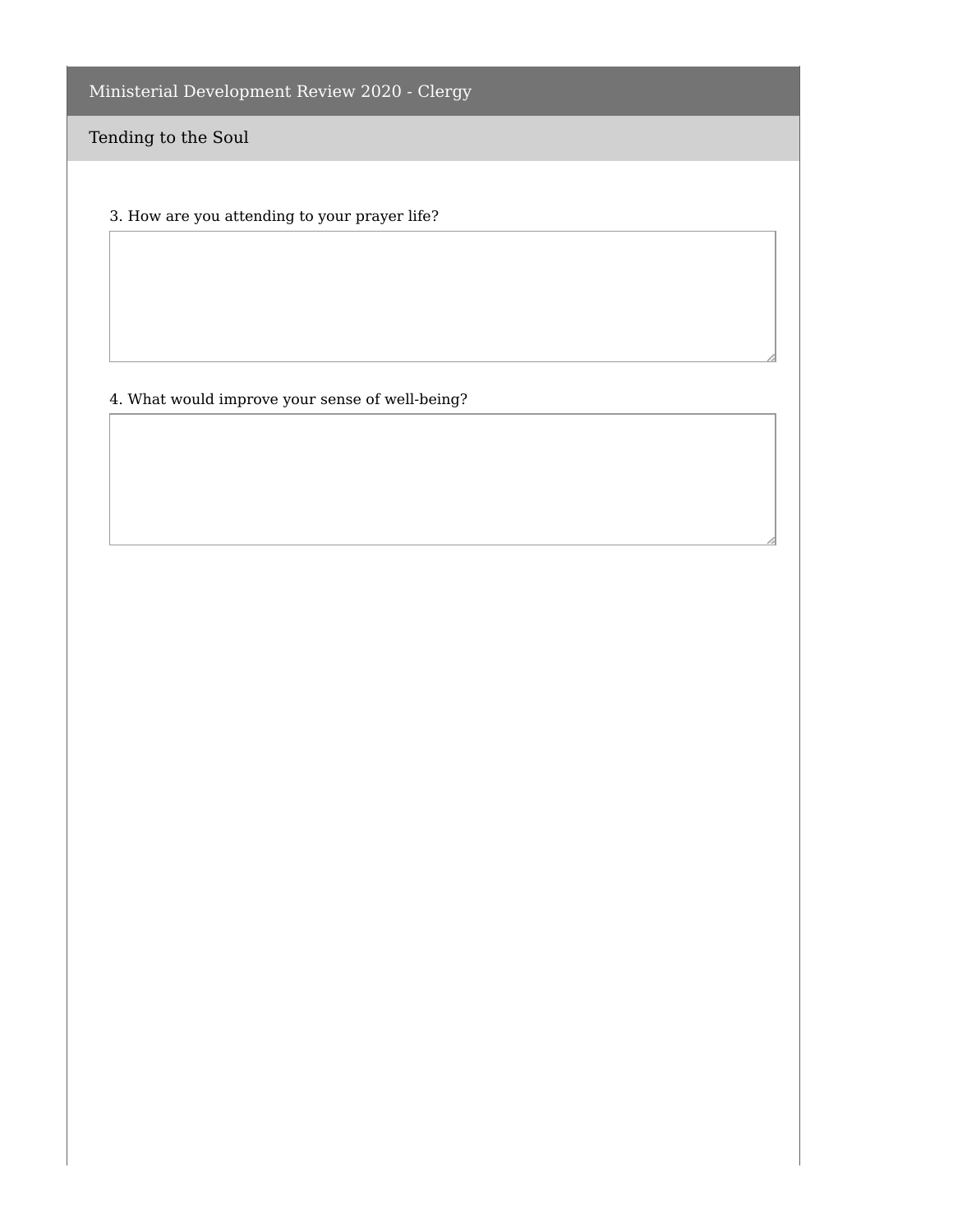# Ministerial Development Review 2020 - Clergy

## Tending to the Soul

3. How are you attending to your prayer life?

4. What would improve your sense of well-being?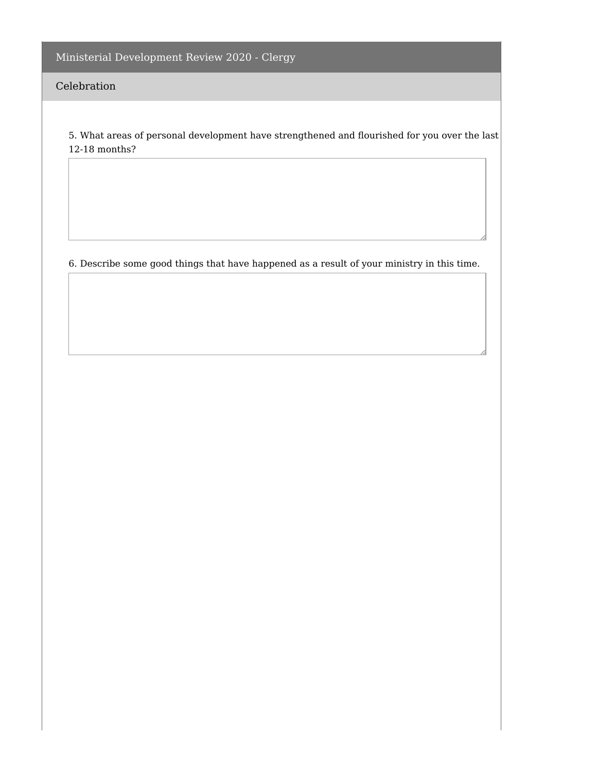# Ministerial Development Review 2020 - Clergy

## Celebration

5. What areas of personal development have strengthened and flourished for you over the last 12-18 months?

6. Describe some good things that have happened as a result of your ministry in this time.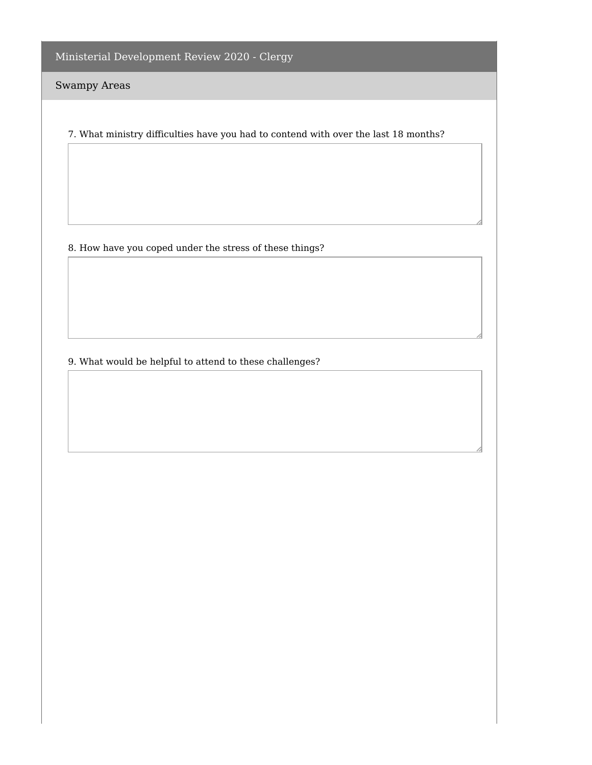# Ministerial Development Review 2020 - Clergy

## Swampy Areas

7. What ministry difficulties have you had to contend with over the last 18 months?

8. How have you coped under the stress of these things?

9. What would be helpful to attend to these challenges?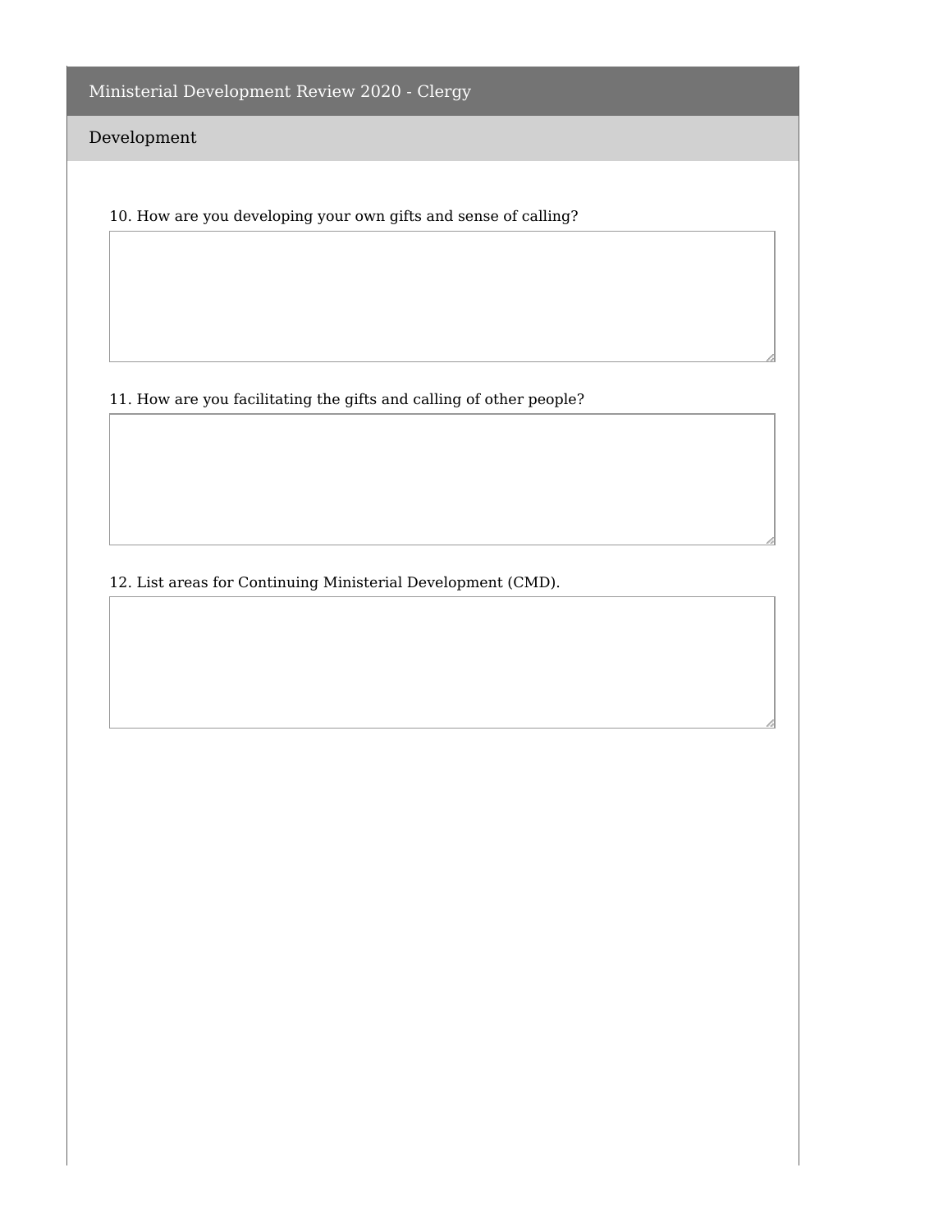# Ministerial Development Review 2020 - Clergy

## Development

10. How are you developing your own gifts and sense of calling?

11. How are you facilitating the gifts and calling of other people?

12. List areas for Continuing Ministerial Development (CMD).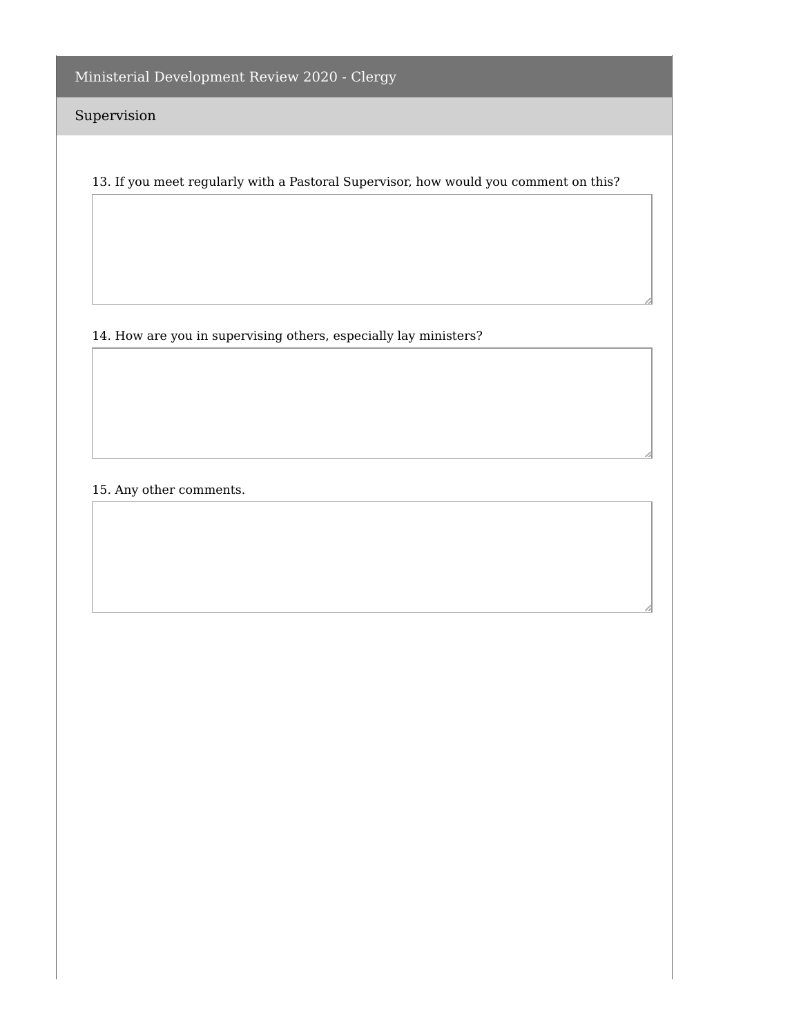# Ministerial Development Review 2020 - Clergy

## Supervision

13. If you meet regularly with a Pastoral Supervisor, how would you comment on this?

14. How are you in supervising others, especially lay ministers?

15. Any other comments.